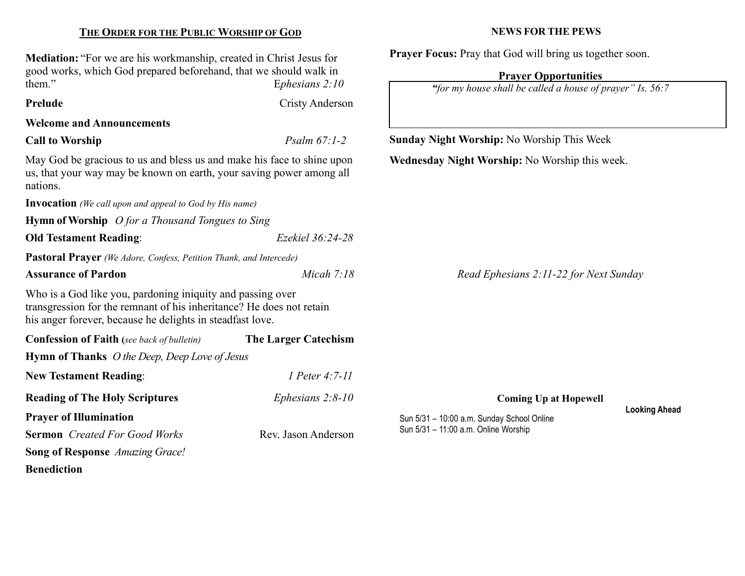## THE ORDER FOR THE PUBLIC WORSHIP OF GOD

**Mediation:** "For we are his workmanship, created in Christ Jesus for good works, which God prepared beforehand, that we should walk in them." *Ephesians 2:10*

**Prelude** Cristy Anderson

**Welcome and Announcements**

**Call to Worship** *Psalm 67:1-2*

May God be gracious to us and bless us and make his face to shine upon us, that your way may be known on earth, your saving power among all nations.

**Invocation** *(We call upon and appeal to God by His name)*

**Hymn of Worship** *O for a Thousand Tongues to Sing*

**Old Testament Reading**: *Ezekiel 36:24-28*

**Pastoral Prayer** *(We Adore, Confess, Petition Thank, and Intercede)*

**Assurance of Pardon** *Micah 7:18*

Who is a God like you, pardoning iniquity and passing over transgression for the remnant of his inheritance? He does not retain his anger forever, because he delights in steadfast love.

**Confession of Faith** (*see back of bulletin*) **The Larger Catechism**

**Hymn of Thanks** *O the Deep, Deep Love of Jesus*

**New Testament Reading**: *1 Peter 4:7-11*

**Reading of The Holy Scriptures** *Ephesians 2:8-10*

**Prayer of Illumination**

**Sermon** *Created For Good Works* Rev. Jason Anderson

**Song of Response** *Amazing Grace!*

**Benediction**

## NEWS FOR THE PEWS

**Prayer Focus:** Pray that God will bring us together soon.

**Prayer Opportunities**

*"for my house shall be called a house of prayer" Is. 56:7*

**Sunday Night Worship:** No Worship This Week

**Wednesday Night Worship:** No Worship this week.

*Read Ephesians 2:11-22 for Next Sunday*

**Coming Up at Hopewell**

**Looking Ahead**

Sun 5/31 – 10:00 a.m. Sunday School Online
Sun 5/31 – 11:00 a.m. Online Worship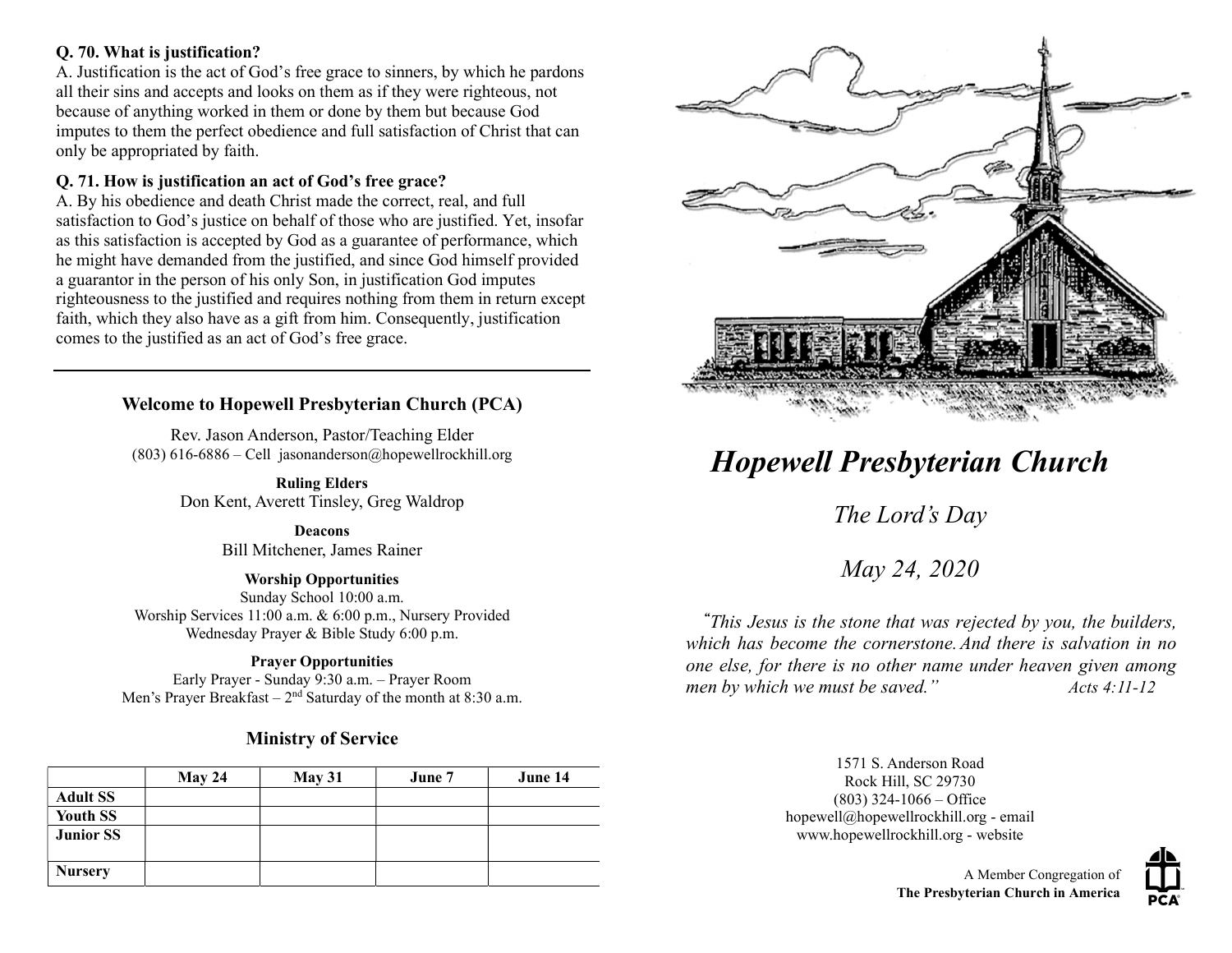**Q. 70. What is justification?**

A. Justification is the act of God's free grace to sinners, by which he pardons all their sins and accepts and looks on them as if they were righteous, not because of anything worked in them or done by them but because God imputes to them the perfect obedience and full satisfaction of Christ that can only be appropriated by faith.

**Q. 71. How is justification an act of God's free grace?**

A. By his obedience and death Christ made the correct, real, and full satisfaction to God's justice on behalf of those who are justified. Yet, insofar as this satisfaction is accepted by God as a guarantee of performance, which he might have demanded from the justified, and since God himself provided a guarantor in the person of his only Son, in justification God imputes righteousness to the justified and requires nothing from them in return except faith, which they also have as a gift from him. Consequently, justification comes to the justified as an act of God's free grace.

---

### Welcome to Hopewell Presbyterian Church (PCA)

Rev. Jason Anderson, Pastor/Teaching Elder
(803) 616-6886 – Cell jasonanderson@hopewellrockhill.org

**Ruling Elders**
Don Kent, Averett Tinsley, Greg Waldrop

**Deacons**
Bill Mitchener, James Rainer

**Worship Opportunities**
Sunday School 10:00 a.m.
Worship Services 11:00 a.m. & 6:00 p.m., Nursery Provided
Wednesday Prayer & Bible Study 6:00 p.m.

**Prayer Opportunities**
Early Prayer - Sunday 9:30 a.m. – Prayer Room
Men's Prayer Breakfast – 2nd Saturday of the month at 8:30 a.m.

### Ministry of Service

| | May 24 | May 31 | June 7 | June 14 |
|---|---|---|---|---|
| **Adult SS** | | | | |
| **Youth SS** | | | | |
| **Junior SS** | | | | |
| **Nursery** | | | | |

# *Hopewell Presbyterian Church*

*The Lord's Day*

*May 24, 2020*

*"This Jesus is the stone that was rejected by you, the builders, which has become the cornerstone. And there is salvation in no one else, for there is no other name under heaven given among men by which we must be saved."* *Acts 4:11-12*

1571 S. Anderson Road
Rock Hill, SC 29730
(803) 324-1066 – Office
hopewell@hopewellrockhill.org - email
www.hopewellrockhill.org - website

A Member Congregation of
**The Presbyterian Church in America**

PCA